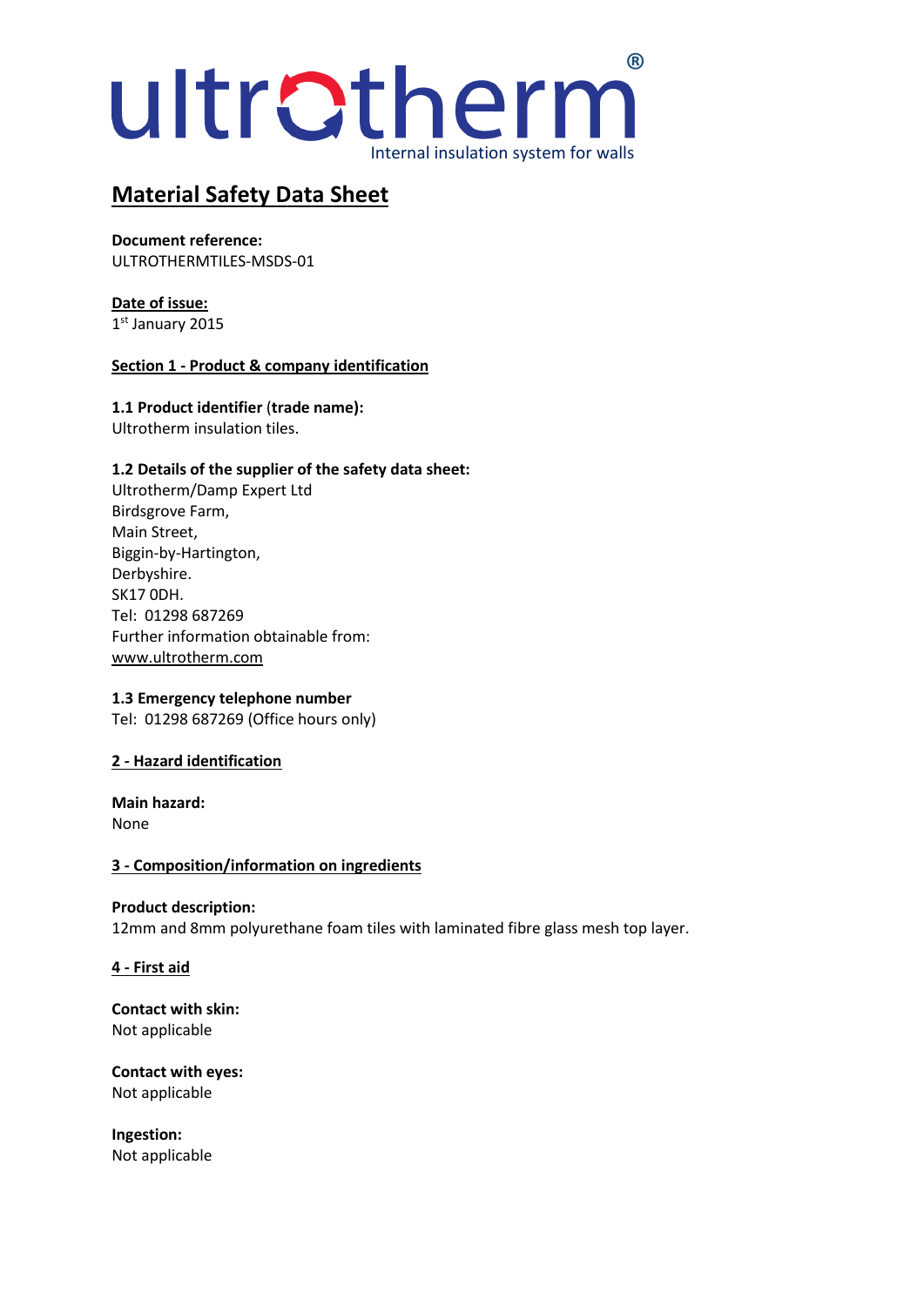# ultrotherm®

Internal insulation system for walls

## Material Safety Data Sheet

**Document reference:**
ULTROTHERMTILES-MSDS-01

**Date of issue:**
1st January 2015

### Section 1 - Product & company identification

**1.1 Product identifier (trade name):**
Ultrotherm insulation tiles.

**1.2 Details of the supplier of the safety data sheet:**
Ultrotherm/Damp Expert Ltd
Birdsgrove Farm,
Main Street,
Biggin-by-Hartington,
Derbyshire.
SK17 0DH.
Tel: 01298 687269
Further information obtainable from:
www.ultrotherm.com

**1.3 Emergency telephone number**
Tel: 01298 687269 (Office hours only)

### 2 - Hazard identification

**Main hazard:**
None

### 3 - Composition/information on ingredients

**Product description:**
12mm and 8mm polyurethane foam tiles with laminated fibre glass mesh top layer.

### 4 - First aid

**Contact with skin:**
Not applicable

**Contact with eyes:**
Not applicable

**Ingestion:**
Not applicable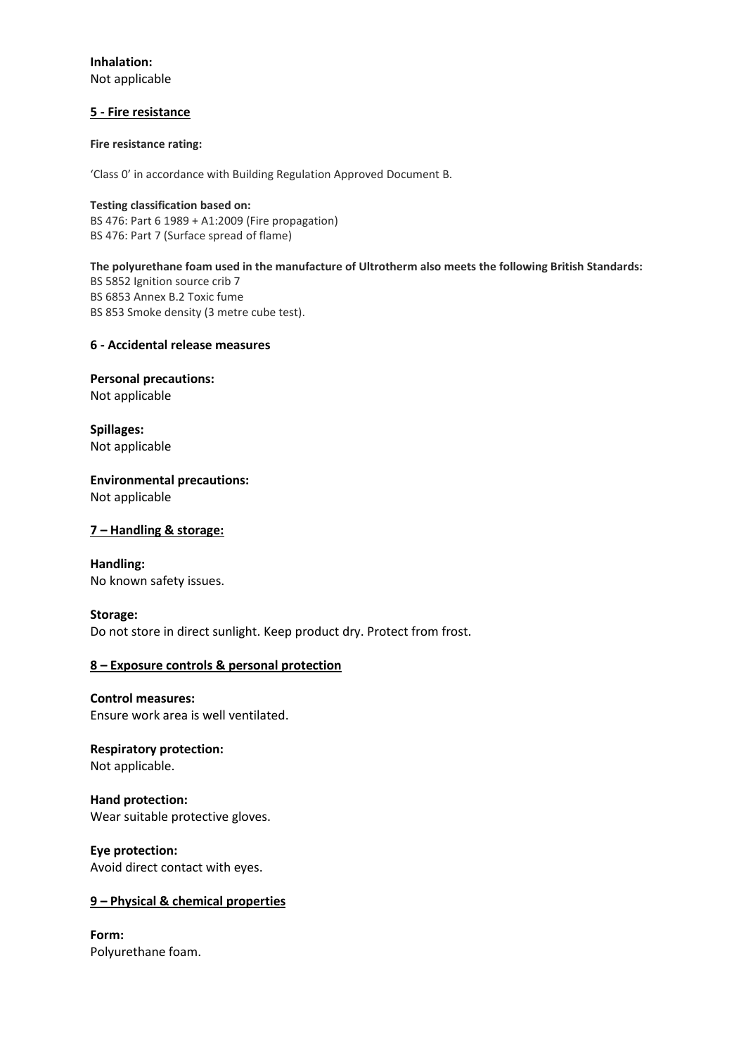**Inhalation:**
Not applicable

## 5 - Fire resistance

**Fire resistance rating:**

'Class 0' in accordance with Building Regulation Approved Document B.

**Testing classification based on:**
BS 476: Part 6 1989 + A1:2009 (Fire propagation)
BS 476: Part 7 (Surface spread of flame)

**The polyurethane foam used in the manufacture of Ultrotherm also meets the following British Standards:**
BS 5852 Ignition source crib 7
BS 6853 Annex B.2 Toxic fume
BS 853 Smoke density (3 metre cube test).

## 6 - Accidental release measures

**Personal precautions:**
Not applicable

**Spillages:**
Not applicable

**Environmental precautions:**
Not applicable

## 7 – Handling & storage:

**Handling:**
No known safety issues.

**Storage:**
Do not store in direct sunlight. Keep product dry. Protect from frost.

## 8 – Exposure controls & personal protection

**Control measures:**
Ensure work area is well ventilated.

**Respiratory protection:**
Not applicable.

**Hand protection:**
Wear suitable protective gloves.

**Eye protection:**
Avoid direct contact with eyes.

## 9 – Physical & chemical properties

**Form:**
Polyurethane foam.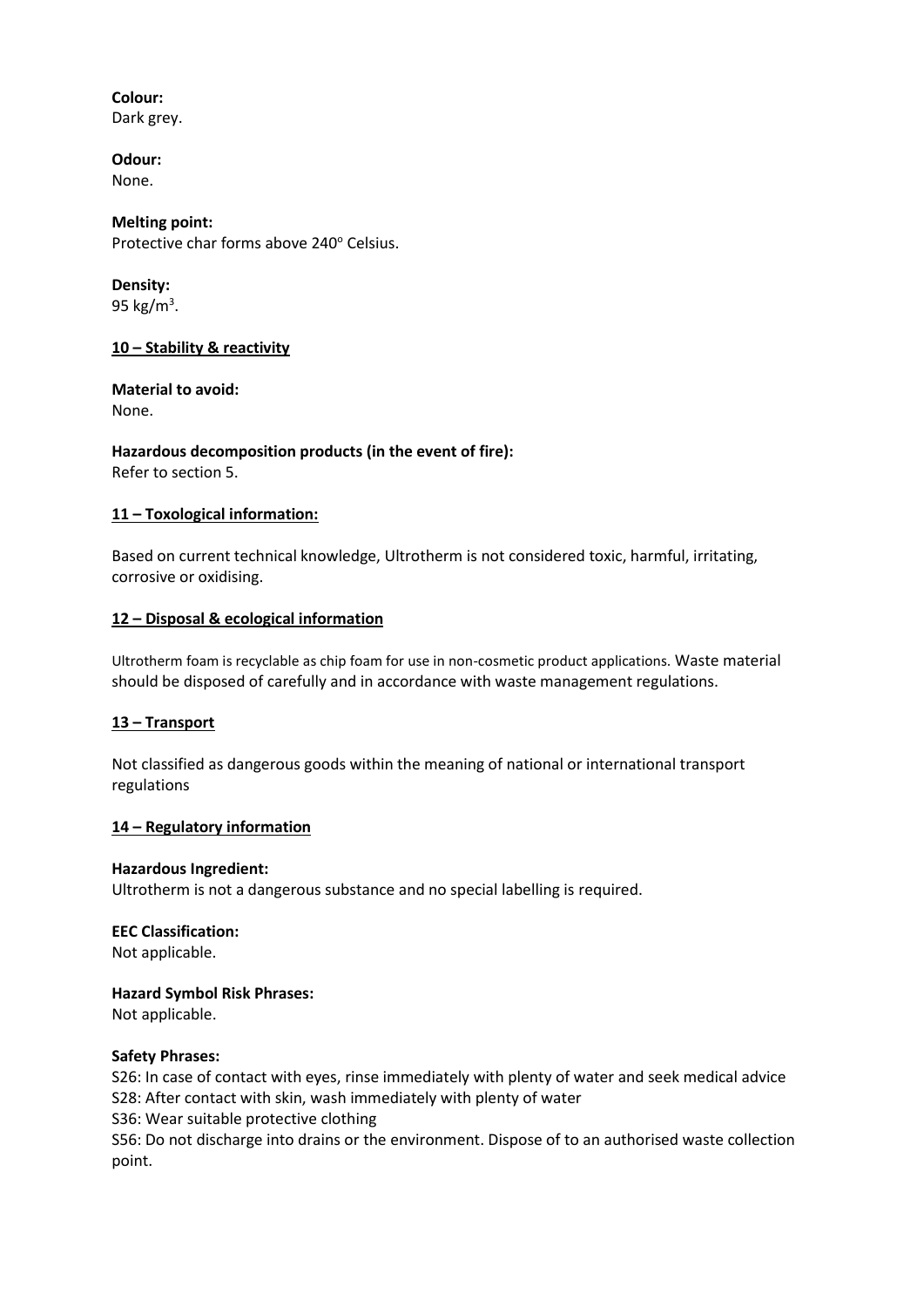**Colour:**
Dark grey.

**Odour:**
None.

**Melting point:**
Protective char forms above 240$^{o}$ Celsius.

**Density:**
95 kg/m$^3$.

## 10 – Stability & reactivity

**Material to avoid:**
None.

**Hazardous decomposition products (in the event of fire):**
Refer to section 5.

## 11 – Toxological information:

Based on current technical knowledge, Ultrotherm is not considered toxic, harmful, irritating, corrosive or oxidising.

## 12 – Disposal & ecological information

Ultrotherm foam is recyclable as chip foam for use in non-cosmetic product applications. Waste material should be disposed of carefully and in accordance with waste management regulations.

## 13 – Transport

Not classified as dangerous goods within the meaning of national or international transport regulations

## 14 – Regulatory information

**Hazardous Ingredient:**
Ultrotherm is not a dangerous substance and no special labelling is required.

**EEC Classification:**
Not applicable.

**Hazard Symbol Risk Phrases:**
Not applicable.

**Safety Phrases:**
S26: In case of contact with eyes, rinse immediately with plenty of water and seek medical advice
S28: After contact with skin, wash immediately with plenty of water
S36: Wear suitable protective clothing
S56: Do not discharge into drains or the environment. Dispose of to an authorised waste collection point.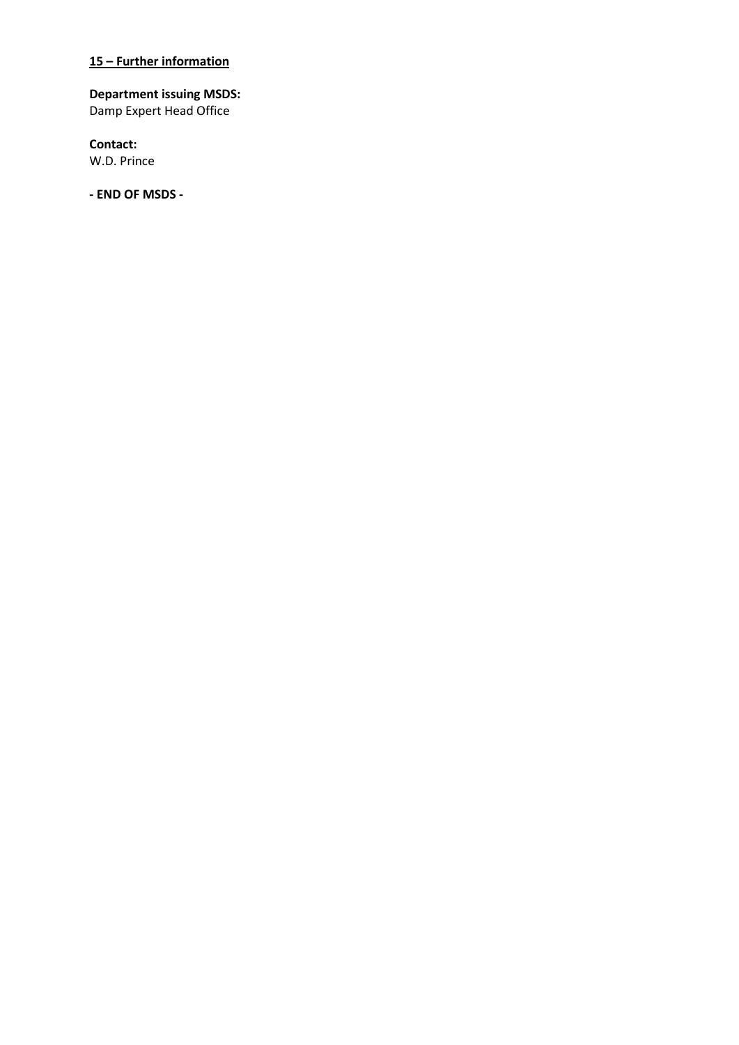## 15 – Further information

**Department issuing MSDS:**
Damp Expert Head Office

**Contact:**
W.D. Prince

**- END OF MSDS -**